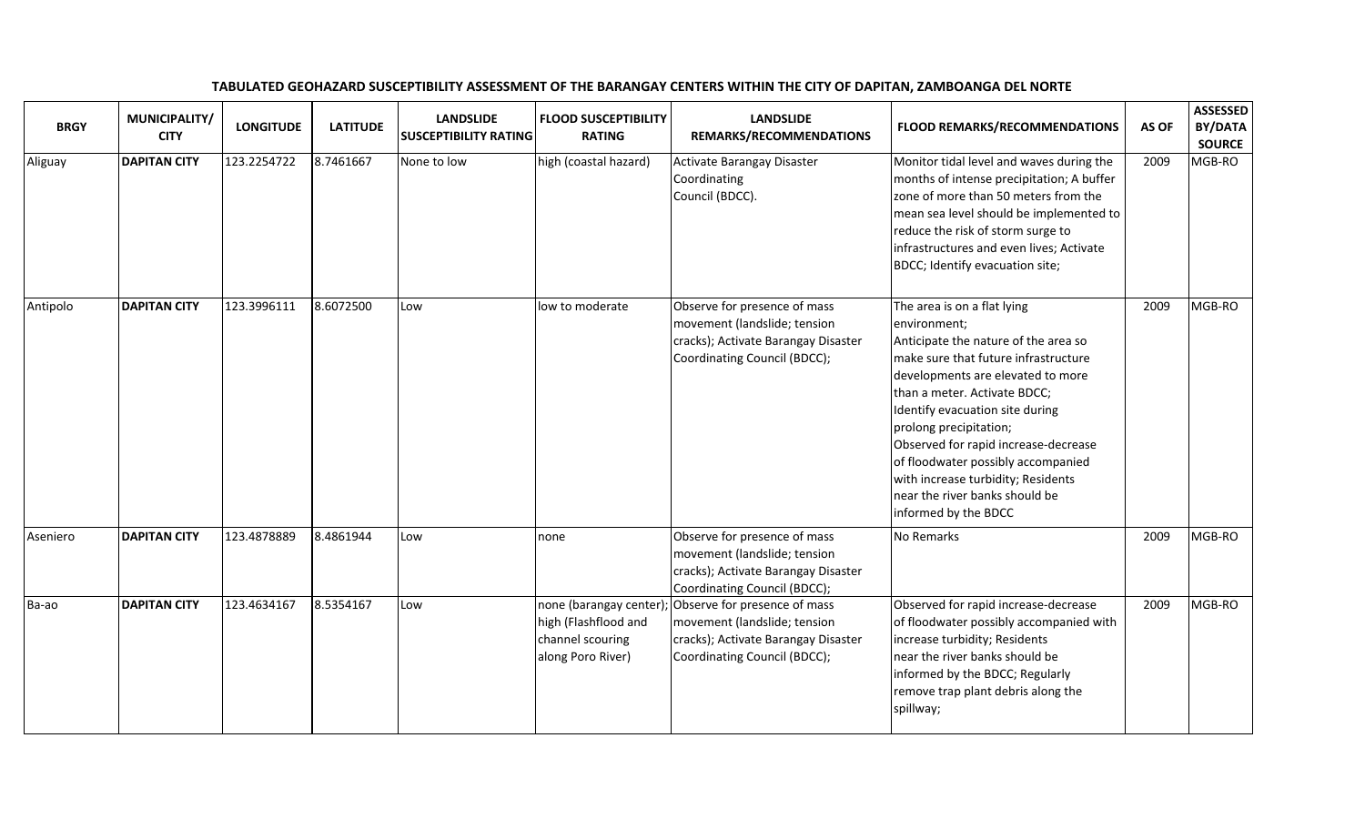**TABULATED GEOHAZARD SUSCEPTIBILITY ASSESSMENT OF THE BARANGAY CENTERS WITHIN THE CITY OF DAPITAN, ZAMBOANGA DEL NORTE**

| BRGY | MUNICIPALITY/ CITY | LONGITUDE | LATITUDE | LANDSLIDE SUSCEPTIBILITY RATING | FLOOD SUSCEPTIBILITY RATING | LANDSLIDE REMARKS/RECOMMENDATIONS | FLOOD REMARKS/RECOMMENDATIONS | AS OF | ASSESSED BY/DATA SOURCE |
|---|---|---|---|---|---|---|---|---|---|
| Aliguay | **DAPITAN CITY** | 123.2254722 | 8.7461667 | None to low | high (coastal hazard) | Activate Barangay Disaster Coordinating Council (BDCC). | Monitor tidal level and waves during the months of intense precipitation; A buffer zone of more than 50 meters from the mean sea level should be implemented to reduce the risk of storm surge to infrastructures and even lives; Activate BDCC; Identify evacuation site; | 2009 | MGB-RO |
| Antipolo | **DAPITAN CITY** | 123.3996111 | 8.6072500 | Low | low to moderate | Observe for presence of mass movement (landslide; tension cracks); Activate Barangay Disaster Coordinating Council (BDCC); | The area is on a flat lying environment; Anticipate the nature of the area so make sure that future infrastructure developments are elevated to more than a meter. Activate BDCC; Identify evacuation site during prolong precipitation; Observed for rapid increase-decrease of floodwater possibly accompanied with increase turbidity; Residents near the river banks should be informed by the BDCC | 2009 | MGB-RO |
| Aseniero | **DAPITAN CITY** | 123.4878889 | 8.4861944 | Low | none | Observe for presence of mass movement (landslide; tension cracks); Activate Barangay Disaster Coordinating Council (BDCC); | No Remarks | 2009 | MGB-RO |
| Ba-ao | **DAPITAN CITY** | 123.4634167 | 8.5354167 | Low | none (barangay center); high (Flashflood and channel scouring along Poro River) | Observe for presence of mass movement (landslide; tension cracks); Activate Barangay Disaster Coordinating Council (BDCC); | Observed for rapid increase-decrease of floodwater possibly accompanied with increase turbidity; Residents near the river banks should be informed by the BDCC; Regularly remove trap plant debris along the spillway; | 2009 | MGB-RO |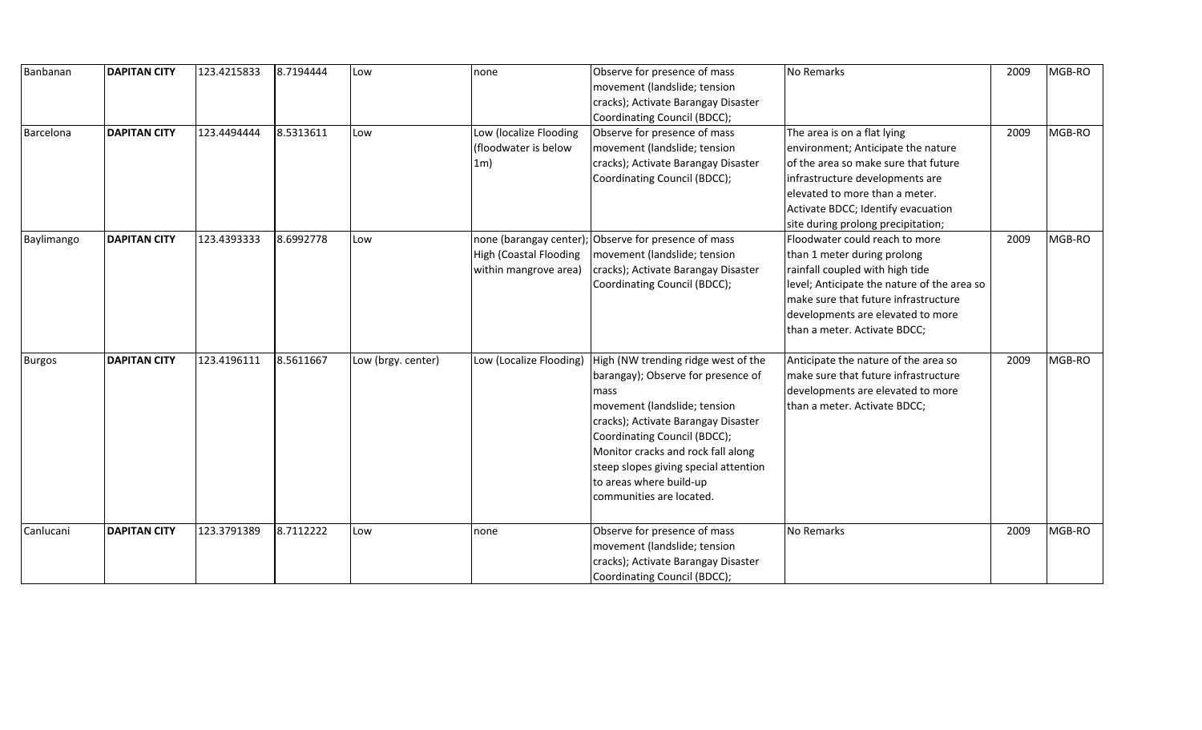| Banbanan | **DAPITAN CITY** | 123.4215833 | 8.7194444 | Low | none | Observe for presence of mass movement (landslide; tension cracks); Activate Barangay Disaster Coordinating Council (BDCC); | No Remarks | 2009 | MGB-RO |
|---|---|---|---|---|---|---|---|---|---|
| Barcelona | **DAPITAN CITY** | 123.4494444 | 8.5313611 | Low | Low (localize Flooding (floodwater is below 1m) | Observe for presence of mass movement (landslide; tension cracks); Activate Barangay Disaster Coordinating Council (BDCC); | The area is on a flat lying environment; Anticipate the nature of the area so make sure that future infrastructure developments are elevated to more than a meter. Activate BDCC; Identify evacuation site during prolong precipitation; | 2009 | MGB-RO |
| Baylimango | **DAPITAN CITY** | 123.4393333 | 8.6992778 | Low | none (barangay center); High (Coastal Flooding within mangrove area) | Observe for presence of mass movement (landslide; tension cracks); Activate Barangay Disaster Coordinating Council (BDCC); | Floodwater could reach to more than 1 meter during prolong rainfall coupled with high tide level; Anticipate the nature of the area so make sure that future infrastructure developments are elevated to more than a meter. Activate BDCC; | 2009 | MGB-RO |
| Burgos | **DAPITAN CITY** | 123.4196111 | 8.5611667 | Low (brgy. center) | Low (Localize Flooding) | High (NW trending ridge west of the barangay); Observe for presence of mass movement (landslide; tension cracks); Activate Barangay Disaster Coordinating Council (BDCC); Monitor cracks and rock fall along steep slopes giving special attention to areas where build-up communities are located. | Anticipate the nature of the area so make sure that future infrastructure developments are elevated to more than a meter. Activate BDCC; | 2009 | MGB-RO |
| Canlucani | **DAPITAN CITY** | 123.3791389 | 8.7112222 | Low | none | Observe for presence of mass movement (landslide; tension cracks); Activate Barangay Disaster Coordinating Council (BDCC); | No Remarks | 2009 | MGB-RO |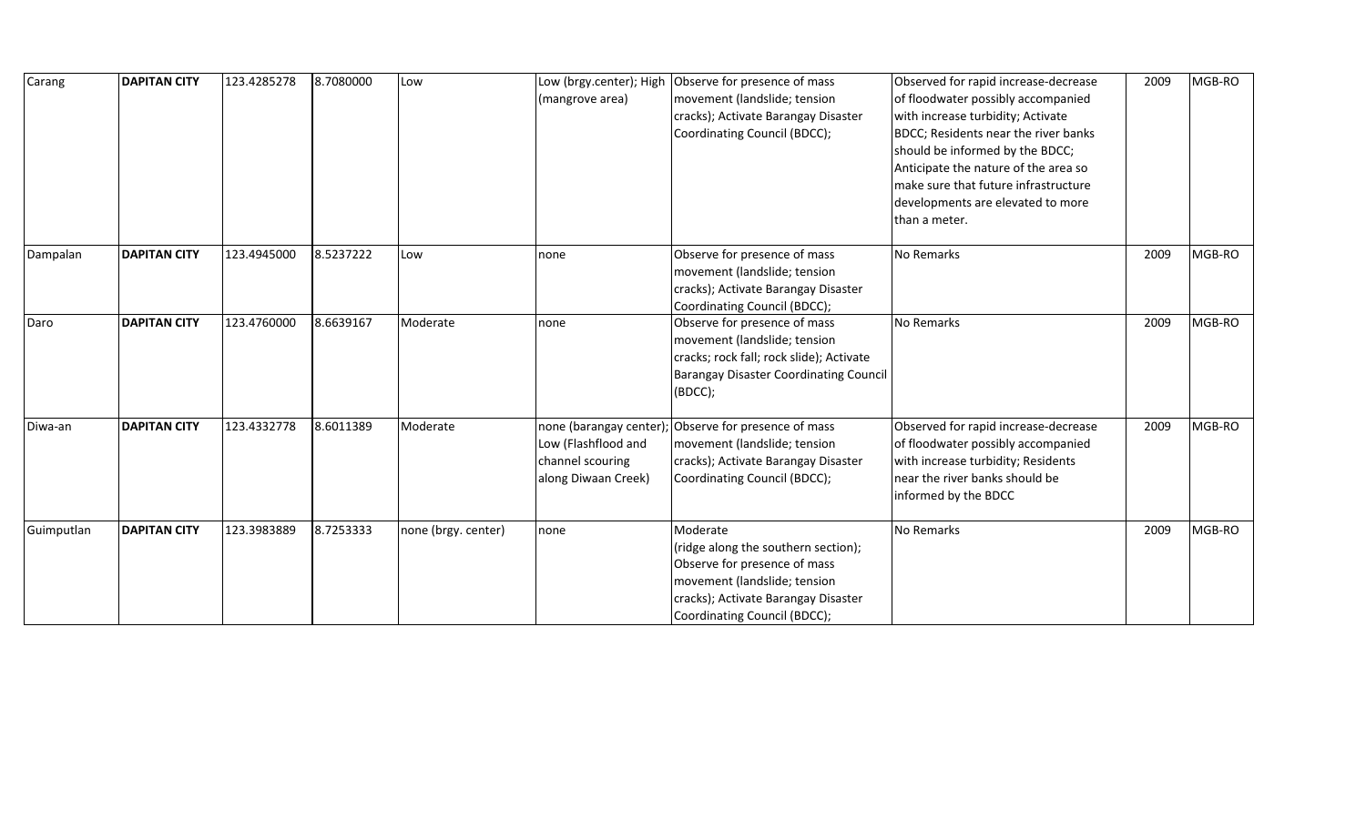| Carang | **DAPITAN CITY** | 123.4285278 | 8.7080000 | Low | Low (brgy.center); High (mangrove area) | Observe for presence of mass movement (landslide; tension cracks); Activate Barangay Disaster Coordinating Council (BDCC); | Observed for rapid increase-decrease of floodwater possibly accompanied with increase turbidity; Activate BDCC; Residents near the river banks should be informed by the BDCC; Anticipate the nature of the area so make sure that future infrastructure developments are elevated to more than a meter. | 2009 | MGB-RO |
|---|---|---|---|---|---|---|---|---|---|
| Dampalan | **DAPITAN CITY** | 123.4945000 | 8.5237222 | Low | none | Observe for presence of mass movement (landslide; tension cracks); Activate Barangay Disaster Coordinating Council (BDCC); | No Remarks | 2009 | MGB-RO |
| Daro | **DAPITAN CITY** | 123.4760000 | 8.6639167 | Moderate | none | Observe for presence of mass movement (landslide; tension cracks; rock fall; rock slide); Activate Barangay Disaster Coordinating Council (BDCC); | No Remarks | 2009 | MGB-RO |
| Diwa-an | **DAPITAN CITY** | 123.4332778 | 8.6011389 | Moderate | none (barangay center); Low (Flashflood and channel scouring along Diwaan Creek) | Observe for presence of mass movement (landslide; tension cracks); Activate Barangay Disaster Coordinating Council (BDCC); | Observed for rapid increase-decrease of floodwater possibly accompanied with increase turbidity; Residents near the river banks should be informed by the BDCC | 2009 | MGB-RO |
| Guimputlan | **DAPITAN CITY** | 123.3983889 | 8.7253333 | none (brgy. center) | none | Moderate (ridge along the southern section); Observe for presence of mass movement (landslide; tension cracks); Activate Barangay Disaster Coordinating Council (BDCC); | No Remarks | 2009 | MGB-RO |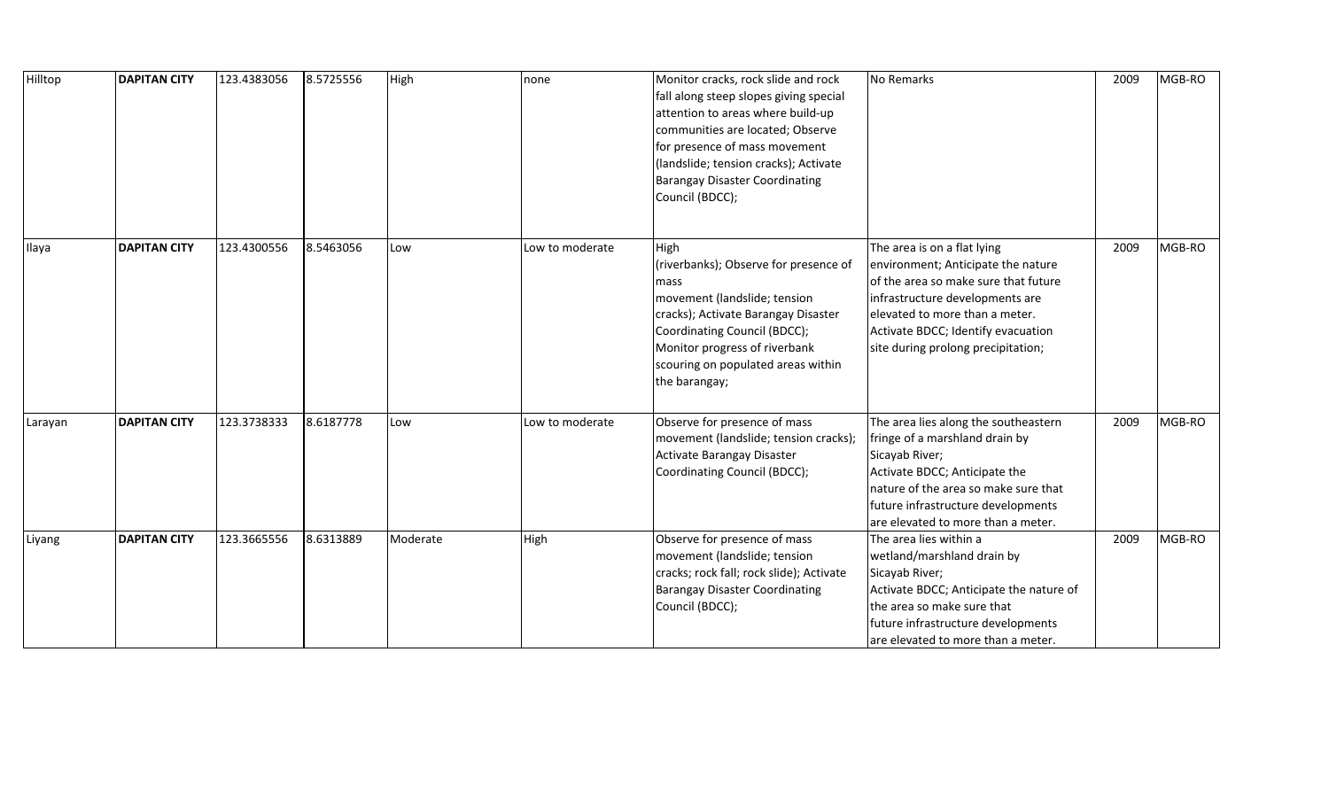| Hilltop | **DAPITAN CITY** | 123.4383056 | 8.5725556 | High | none | Monitor cracks, rock slide and rock fall along steep slopes giving special attention to areas where build-up communities are located; Observe for presence of mass movement (landslide; tension cracks); Activate Barangay Disaster Coordinating Council (BDCC); | No Remarks | 2009 | MGB-RO |
|---|---|---|---|---|---|---|---|---|---|
| Ilaya | **DAPITAN CITY** | 123.4300556 | 8.5463056 | Low | Low to moderate | High (riverbanks); Observe for presence of mass movement (landslide; tension cracks); Activate Barangay Disaster Coordinating Council (BDCC); Monitor progress of riverbank scouring on populated areas within the barangay; | The area is on a flat lying environment; Anticipate the nature of the area so make sure that future infrastructure developments are elevated to more than a meter. Activate BDCC; Identify evacuation site during prolong precipitation; | 2009 | MGB-RO |
| Larayan | **DAPITAN CITY** | 123.3738333 | 8.6187778 | Low | Low to moderate | Observe for presence of mass movement (landslide; tension cracks); Activate Barangay Disaster Coordinating Council (BDCC); | The area lies along the southeastern fringe of a marshland drain by Sicayab River; Activate BDCC; Anticipate the nature of the area so make sure that future infrastructure developments are elevated to more than a meter. | 2009 | MGB-RO |
| Liyang | **DAPITAN CITY** | 123.3665556 | 8.6313889 | Moderate | High | Observe for presence of mass movement (landslide; tension cracks; rock fall; rock slide); Activate Barangay Disaster Coordinating Council (BDCC); | The area lies within a wetland/marshland drain by Sicayab River; Activate BDCC; Anticipate the nature of the area so make sure that future infrastructure developments are elevated to more than a meter. | 2009 | MGB-RO |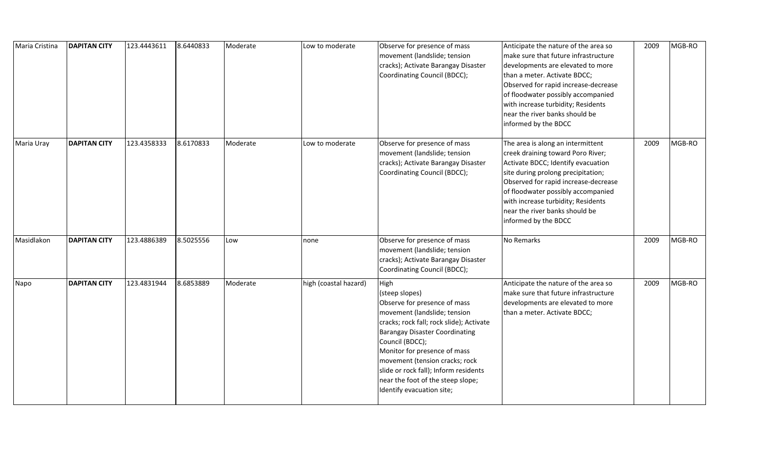| Maria Cristina | **DAPITAN CITY** | 123.4443611 | 8.6440833 | Moderate | Low to moderate | Observe for presence of mass movement (landslide; tension cracks); Activate Barangay Disaster Coordinating Council (BDCC); | Anticipate the nature of the area so make sure that future infrastructure developments are elevated to more than a meter. Activate BDCC; Observed for rapid increase-decrease of floodwater possibly accompanied with increase turbidity; Residents near the river banks should be informed by the BDCC | 2009 | MGB-RO |
|---|---|---|---|---|---|---|---|---|---|
| Maria Uray | **DAPITAN CITY** | 123.4358333 | 8.6170833 | Moderate | Low to moderate | Observe for presence of mass movement (landslide; tension cracks); Activate Barangay Disaster Coordinating Council (BDCC); | The area is along an intermittent creek draining toward Poro River; Activate BDCC; Identify evacuation site during prolong precipitation; Observed for rapid increase-decrease of floodwater possibly accompanied with increase turbidity; Residents near the river banks should be informed by the BDCC | 2009 | MGB-RO |
| Masidlakon | **DAPITAN CITY** | 123.4886389 | 8.5025556 | Low | none | Observe for presence of mass movement (landslide; tension cracks); Activate Barangay Disaster Coordinating Council (BDCC); | No Remarks | 2009 | MGB-RO |
| Napo | **DAPITAN CITY** | 123.4831944 | 8.6853889 | Moderate | high (coastal hazard) | High (steep slopes) Observe for presence of mass movement (landslide; tension cracks; rock fall; rock slide); Activate Barangay Disaster Coordinating Council (BDCC); Monitor for presence of mass movement (tension cracks; rock slide or rock fall); Inform residents near the foot of the steep slope; Identify evacuation site; | Anticipate the nature of the area so make sure that future infrastructure developments are elevated to more than a meter. Activate BDCC; | 2009 | MGB-RO |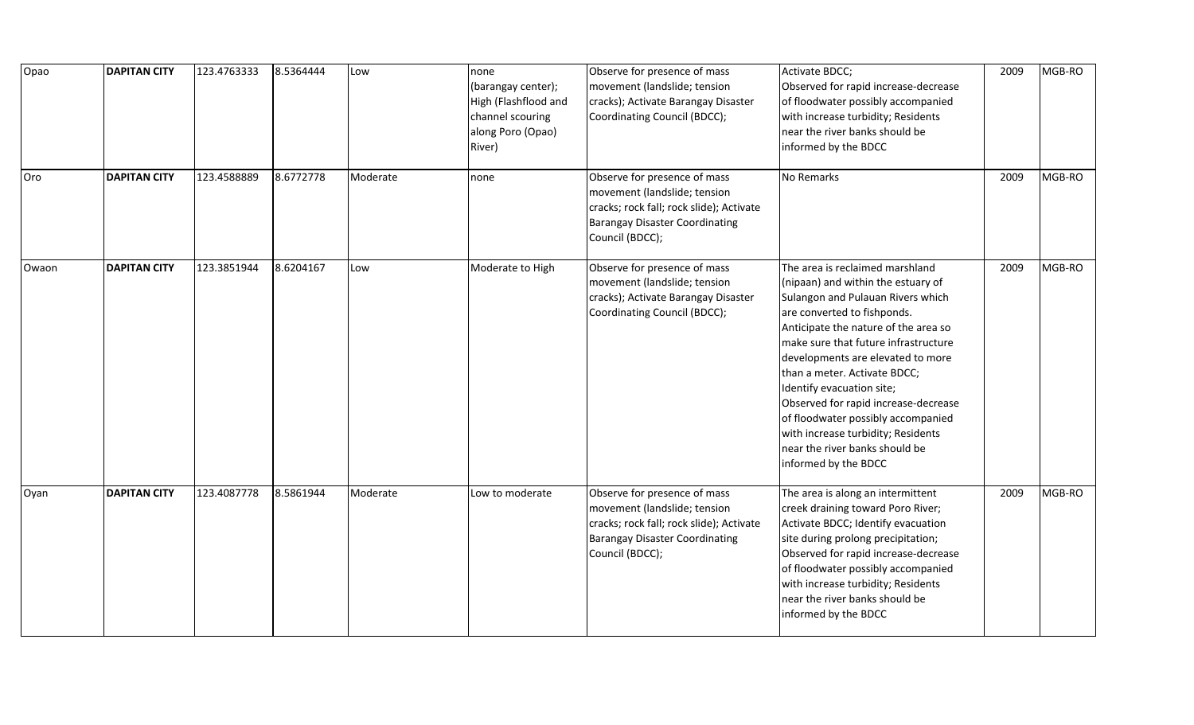| Opao | **DAPITAN CITY** | 123.4763333 | 8.5364444 | Low | none (barangay center); High (Flashflood and channel scouring along Poro (Opao) River) | Observe for presence of mass movement (landslide; tension cracks); Activate Barangay Disaster Coordinating Council (BDCC); | Activate BDCC; Observed for rapid increase-decrease of floodwater possibly accompanied with increase turbidity; Residents near the river banks should be informed by the BDCC | 2009 | MGB-RO |
|---|---|---|---|---|---|---|---|---|---|
| Oro | **DAPITAN CITY** | 123.4588889 | 8.6772778 | Moderate | none | Observe for presence of mass movement (landslide; tension cracks; rock fall; rock slide); Activate Barangay Disaster Coordinating Council (BDCC); | No Remarks | 2009 | MGB-RO |
| Owaon | **DAPITAN CITY** | 123.3851944 | 8.6204167 | Low | Moderate to High | Observe for presence of mass movement (landslide; tension cracks); Activate Barangay Disaster Coordinating Council (BDCC); | The area is reclaimed marshland (nipaan) and within the estuary of Sulangon and Pulauan Rivers which are converted to fishponds. Anticipate the nature of the area so make sure that future infrastructure developments are elevated to more than a meter. Activate BDCC; Identify evacuation site; Observed for rapid increase-decrease of floodwater possibly accompanied with increase turbidity; Residents near the river banks should be informed by the BDCC | 2009 | MGB-RO |
| Oyan | **DAPITAN CITY** | 123.4087778 | 8.5861944 | Moderate | Low to moderate | Observe for presence of mass movement (landslide; tension cracks; rock fall; rock slide); Activate Barangay Disaster Coordinating Council (BDCC); | The area is along an intermittent creek draining toward Poro River; Activate BDCC; Identify evacuation site during prolong precipitation; Observed for rapid increase-decrease of floodwater possibly accompanied with increase turbidity; Residents near the river banks should be informed by the BDCC | 2009 | MGB-RO |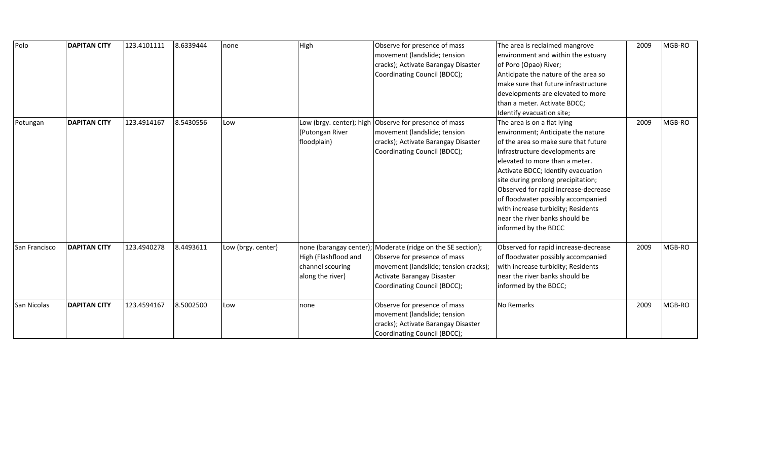| Polo | **DAPITAN CITY** | 123.4101111 | 8.6339444 | none | High | Observe for presence of mass movement (landslide; tension cracks); Activate Barangay Disaster Coordinating Council (BDCC); | The area is reclaimed mangrove environment and within the estuary of Poro (Opao) River; Anticipate the nature of the area so make sure that future infrastructure developments are elevated to more than a meter. Activate BDCC; Identify evacuation site; | 2009 | MGB-RO |
|---|---|---|---|---|---|---|---|---|---|
| Potungan | **DAPITAN CITY** | 123.4914167 | 8.5430556 | Low | Low (brgy. center); high (Putongan River floodplain) | Observe for presence of mass movement (landslide; tension cracks); Activate Barangay Disaster Coordinating Council (BDCC); | The area is on a flat lying environment; Anticipate the nature of the area so make sure that future infrastructure developments are elevated to more than a meter. Activate BDCC; Identify evacuation site during prolong precipitation; Observed for rapid increase-decrease of floodwater possibly accompanied with increase turbidity; Residents near the river banks should be informed by the BDCC | 2009 | MGB-RO |
| San Francisco | **DAPITAN CITY** | 123.4940278 | 8.4493611 | Low (brgy. center) | none (barangay center); High (Flashflood and channel scouring along the river) | Moderate (ridge on the SE section); Observe for presence of mass movement (landslide; tension cracks); Activate Barangay Disaster Coordinating Council (BDCC); | Observed for rapid increase-decrease of floodwater possibly accompanied with increase turbidity; Residents near the river banks should be informed by the BDCC; | 2009 | MGB-RO |
| San Nicolas | **DAPITAN CITY** | 123.4594167 | 8.5002500 | Low | none | Observe for presence of mass movement (landslide; tension cracks); Activate Barangay Disaster Coordinating Council (BDCC); | No Remarks | 2009 | MGB-RO |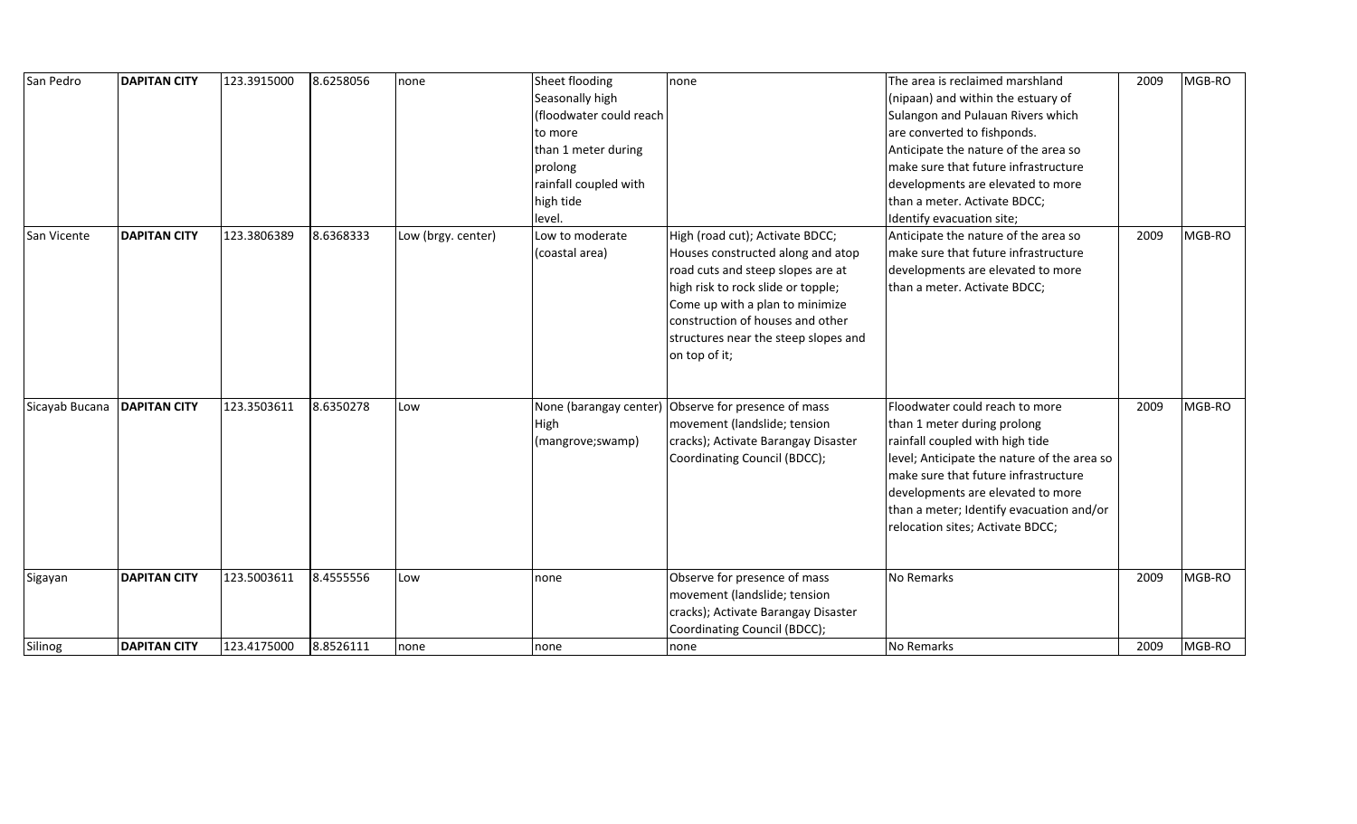| San Pedro | **DAPITAN CITY** | 123.3915000 | 8.6258056 | none | Sheet flooding Seasonally high (floodwater could reach to more than 1 meter during prolong rainfall coupled with high tide level. | none | The area is reclaimed marshland (nipaan) and within the estuary of Sulangon and Pulauan Rivers which are converted to fishponds. Anticipate the nature of the area so make sure that future infrastructure developments are elevated to more than a meter. Activate BDCC; Identify evacuation site; | 2009 | MGB-RO |
|---|---|---|---|---|---|---|---|---|---|
| San Vicente | **DAPITAN CITY** | 123.3806389 | 8.6368333 | Low (brgy. center) | Low to moderate (coastal area) | High (road cut); Activate BDCC; Houses constructed along and atop road cuts and steep slopes are at high risk to rock slide or topple; Come up with a plan to minimize construction of houses and other structures near the steep slopes and on top of it; | Anticipate the nature of the area so make sure that future infrastructure developments are elevated to more than a meter. Activate BDCC; | 2009 | MGB-RO |
| Sicayab Bucana | **DAPITAN CITY** | 123.3503611 | 8.6350278 | Low | None (barangay center) High (mangrove;swamp) | Observe for presence of mass movement (landslide; tension cracks); Activate Barangay Disaster Coordinating Council (BDCC); | Floodwater could reach to more than 1 meter during prolong rainfall coupled with high tide level; Anticipate the nature of the area so make sure that future infrastructure developments are elevated to more than a meter; Identify evacuation and/or relocation sites; Activate BDCC; | 2009 | MGB-RO |
| Sigayan | **DAPITAN CITY** | 123.5003611 | 8.4555556 | Low | none | Observe for presence of mass movement (landslide; tension cracks); Activate Barangay Disaster Coordinating Council (BDCC); | No Remarks | 2009 | MGB-RO |
| Silinog | **DAPITAN CITY** | 123.4175000 | 8.8526111 | none | none | none | No Remarks | 2009 | MGB-RO |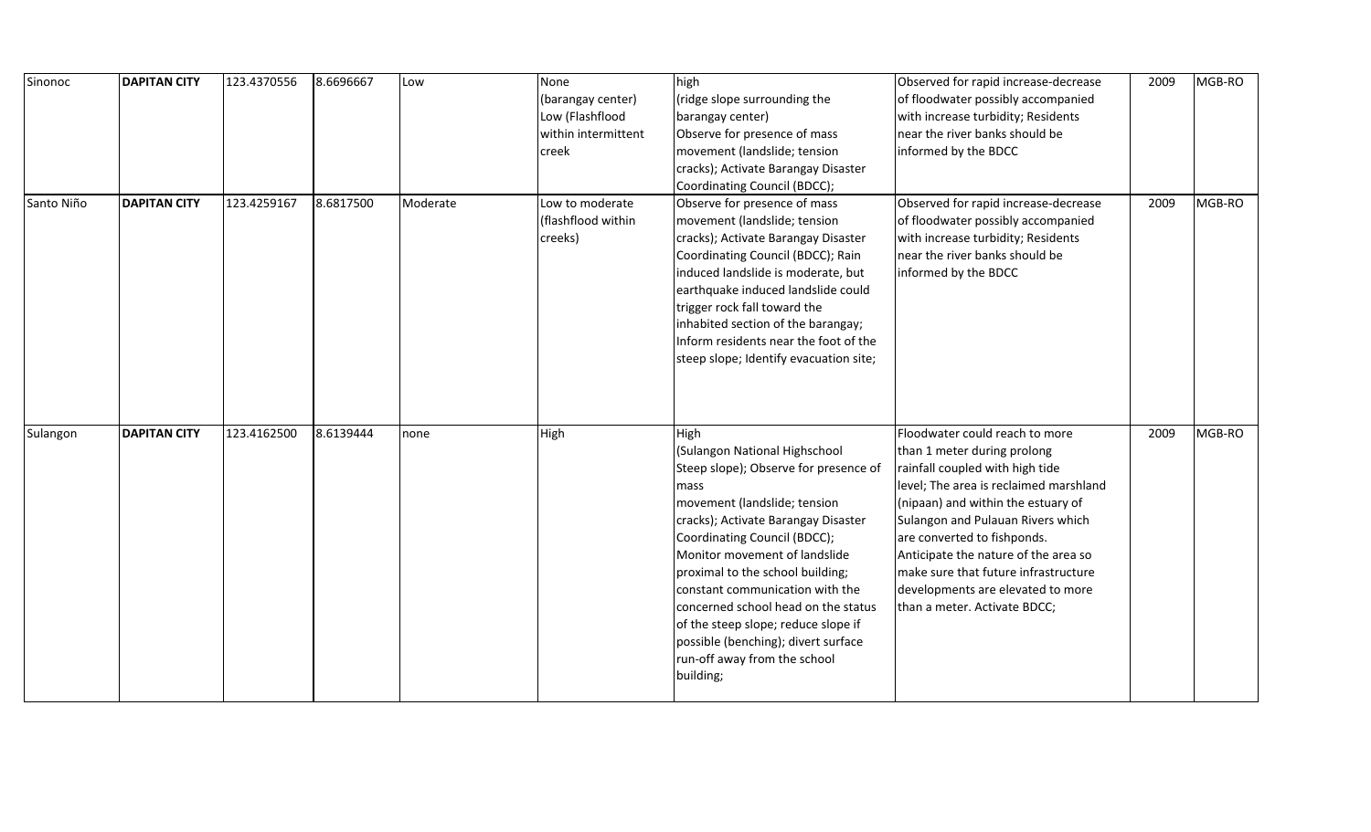| Sinonoc | **DAPITAN CITY** | 123.4370556 | 8.6696667 | Low | None (barangay center) Low (Flashflood within intermittent creek | high (ridge slope surrounding the barangay center) Observe for presence of mass movement (landslide; tension cracks); Activate Barangay Disaster Coordinating Council (BDCC); | Observed for rapid increase-decrease of floodwater possibly accompanied with increase turbidity; Residents near the river banks should be informed by the BDCC | 2009 | MGB-RO |
|---|---|---|---|---|---|---|---|---|---|
| Santo Niño | **DAPITAN CITY** | 123.4259167 | 8.6817500 | Moderate | Low to moderate (flashflood within creeks) | Observe for presence of mass movement (landslide; tension cracks); Activate Barangay Disaster Coordinating Council (BDCC); Rain induced landslide is moderate, but earthquake induced landslide could trigger rock fall toward the inhabited section of the barangay; Inform residents near the foot of the steep slope; Identify evacuation site; | Observed for rapid increase-decrease of floodwater possibly accompanied with increase turbidity; Residents near the river banks should be informed by the BDCC | 2009 | MGB-RO |
| Sulangon | **DAPITAN CITY** | 123.4162500 | 8.6139444 | none | High | High (Sulangon National Highschool Steep slope); Observe for presence of mass movement (landslide; tension cracks); Activate Barangay Disaster Coordinating Council (BDCC); Monitor movement of landslide proximal to the school building; constant communication with the concerned school head on the status of the steep slope; reduce slope if possible (benching); divert surface run-off away from the school building; | Floodwater could reach to more than 1 meter during prolong rainfall coupled with high tide level; The area is reclaimed marshland (nipaan) and within the estuary of Sulangon and Pulauan Rivers which are converted to fishponds. Anticipate the nature of the area so make sure that future infrastructure developments are elevated to more than a meter. Activate BDCC; | 2009 | MGB-RO |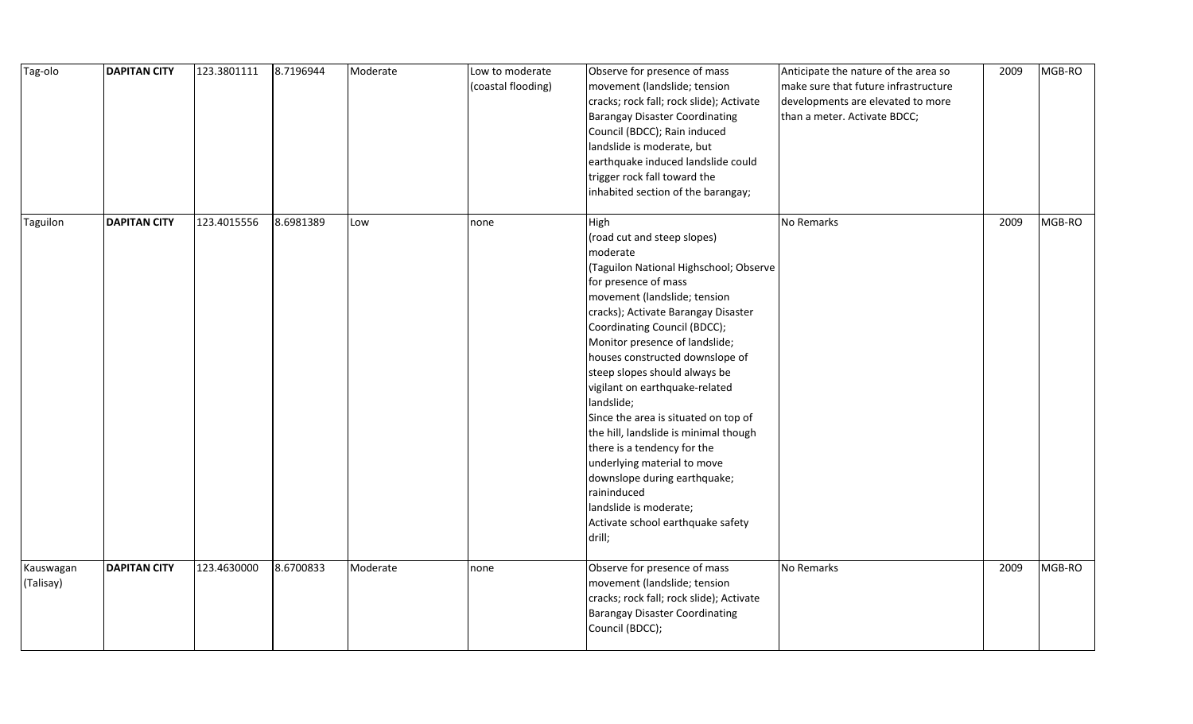| Tag-olo | **DAPITAN CITY** | 123.3801111 | 8.7196944 | Moderate | Low to moderate (coastal flooding) | Observe for presence of mass movement (landslide; tension cracks; rock fall; rock slide); Activate Barangay Disaster Coordinating Council (BDCC); Rain induced landslide is moderate, but earthquake induced landslide could trigger rock fall toward the inhabited section of the barangay; | Anticipate the nature of the area so make sure that future infrastructure developments are elevated to more than a meter. Activate BDCC; | 2009 | MGB-RO |
|---|---|---|---|---|---|---|---|---|---|
| Taguilon | **DAPITAN CITY** | 123.4015556 | 8.6981389 | Low | none | High (road cut and steep slopes) moderate (Taguilon National Highschool; Observe for presence of mass movement (landslide; tension cracks); Activate Barangay Disaster Coordinating Council (BDCC); Monitor presence of landslide; houses constructed downslope of steep slopes should always be vigilant on earthquake-related landslide; Since the area is situated on top of the hill, landslide is minimal though there is a tendency for the underlying material to move downslope during earthquake; raininduced landslide is moderate; Activate school earthquake safety drill; | No Remarks | 2009 | MGB-RO |
| Kauswagan (Talisay) | **DAPITAN CITY** | 123.4630000 | 8.6700833 | Moderate | none | Observe for presence of mass movement (landslide; tension cracks; rock fall; rock slide); Activate Barangay Disaster Coordinating Council (BDCC); | No Remarks | 2009 | MGB-RO |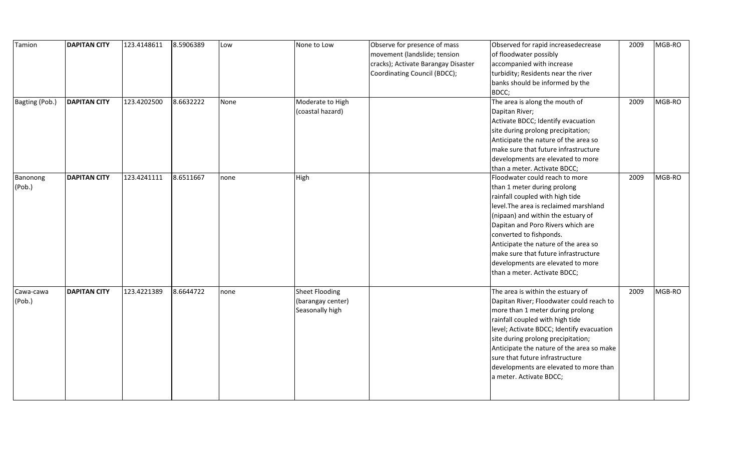| | | | | | | | | | |
|---|---|---|---|---|---|---|---|---|---|
| Tamion | **DAPITAN CITY** | 123.4148611 | 8.5906389 | Low | None to Low | Observe for presence of mass movement (landslide; tension cracks); Activate Barangay Disaster Coordinating Council (BDCC); | Observed for rapid increasedecrease of floodwater possibly accompanied with increase turbidity; Residents near the river banks should be informed by the BDCC; | 2009 | MGB-RO |
| Bagting (Pob.) | **DAPITAN CITY** | 123.4202500 | 8.6632222 | None | Moderate to High (coastal hazard) | | The area is along the mouth of Dapitan River; Activate BDCC; Identify evacuation site during prolong precipitation; Anticipate the nature of the area so make sure that future infrastructure developments are elevated to more than a meter. Activate BDCC; | 2009 | MGB-RO |
| Banonong (Pob.) | **DAPITAN CITY** | 123.4241111 | 8.6511667 | none | High | | Floodwater could reach to more than 1 meter during prolong rainfall coupled with high tide level.The area is reclaimed marshland (nipaan) and within the estuary of Dapitan and Poro Rivers which are converted to fishponds. Anticipate the nature of the area so make sure that future infrastructure developments are elevated to more than a meter. Activate BDCC; | 2009 | MGB-RO |
| Cawa-cawa (Pob.) | **DAPITAN CITY** | 123.4221389 | 8.6644722 | none | Sheet Flooding (barangay center) Seasonally high | | The area is within the estuary of Dapitan River; Floodwater could reach to more than 1 meter during prolong rainfall coupled with high tide level; Activate BDCC; Identify evacuation site during prolong precipitation; Anticipate the nature of the area so make sure that future infrastructure developments are elevated to more than a meter. Activate BDCC; | 2009 | MGB-RO |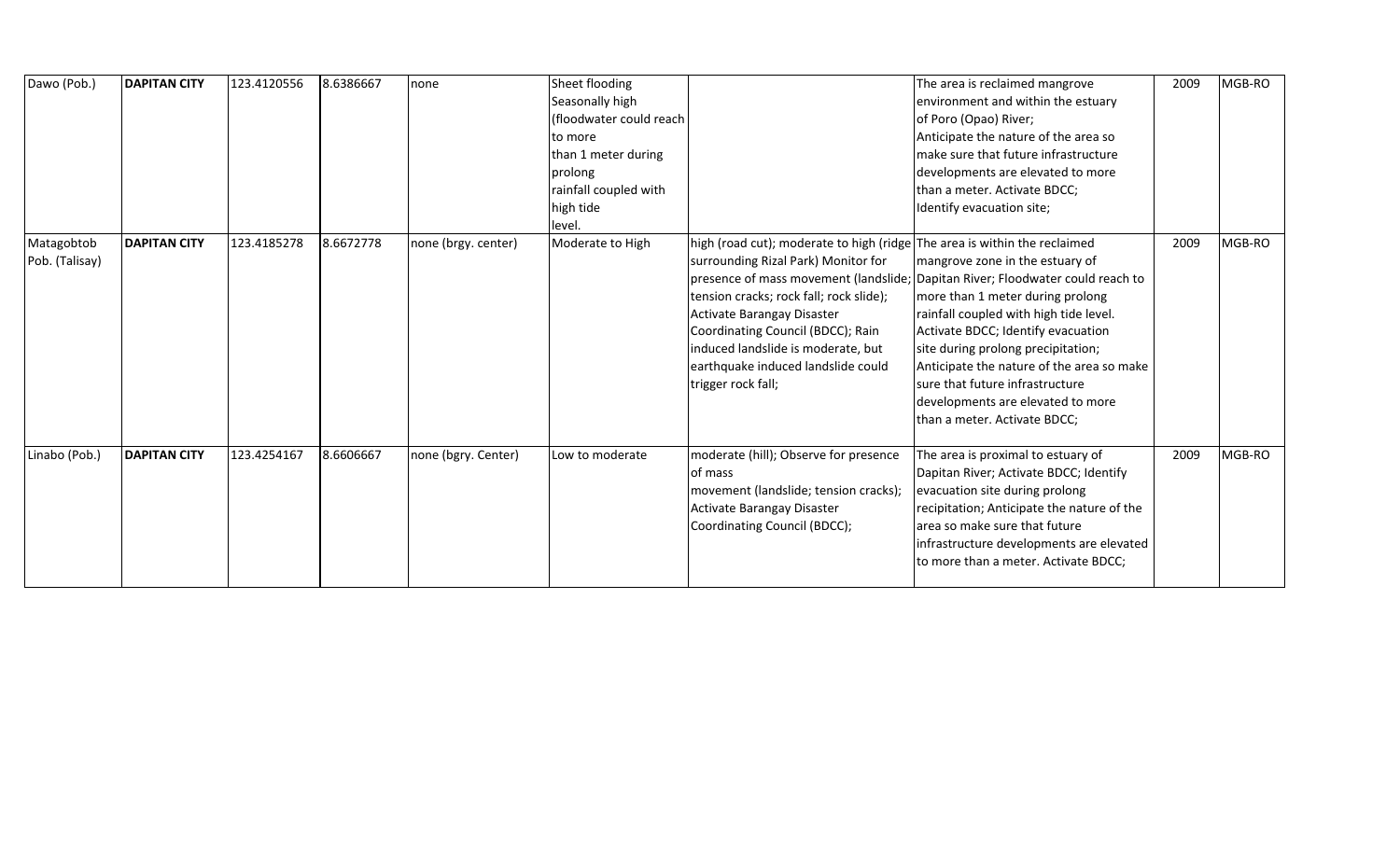| | | | | | | | | | |
|---|---|---|---|---|---|---|---|---|---|
| Dawo (Pob.) | **DAPITAN CITY** | 123.4120556 | 8.6386667 | none | Sheet flooding Seasonally high (floodwater could reach to more than 1 meter during prolong rainfall coupled with high tide level. | | The area is reclaimed mangrove environment and within the estuary of Poro (Opao) River; Anticipate the nature of the area so make sure that future infrastructure developments are elevated to more than a meter. Activate BDCC; Identify evacuation site; | 2009 | MGB-RO |
| Matagobtob Pob. (Talisay) | **DAPITAN CITY** | 123.4185278 | 8.6672778 | none (brgy. center) | Moderate to High | high (road cut); moderate to high (ridge surrounding Rizal Park) Monitor for presence of mass movement (landslide; tension cracks; rock fall; rock slide); Activate Barangay Disaster Coordinating Council (BDCC); Rain induced landslide is moderate, but earthquake induced landslide could trigger rock fall; | The area is within the reclaimed mangrove zone in the estuary of Dapitan River; Floodwater could reach to more than 1 meter during prolong rainfall coupled with high tide level. Activate BDCC; Identify evacuation site during prolong precipitation; Anticipate the nature of the area so make sure that future infrastructure developments are elevated to more than a meter. Activate BDCC; | 2009 | MGB-RO |
| Linabo (Pob.) | **DAPITAN CITY** | 123.4254167 | 8.6606667 | none (bgry. Center) | Low to moderate | moderate (hill); Observe for presence of mass movement (landslide; tension cracks); Activate Barangay Disaster Coordinating Council (BDCC); | The area is proximal to estuary of Dapitan River; Activate BDCC; Identify evacuation site during prolong recipitation; Anticipate the nature of the area so make sure that future infrastructure developments are elevated to more than a meter. Activate BDCC; | 2009 | MGB-RO |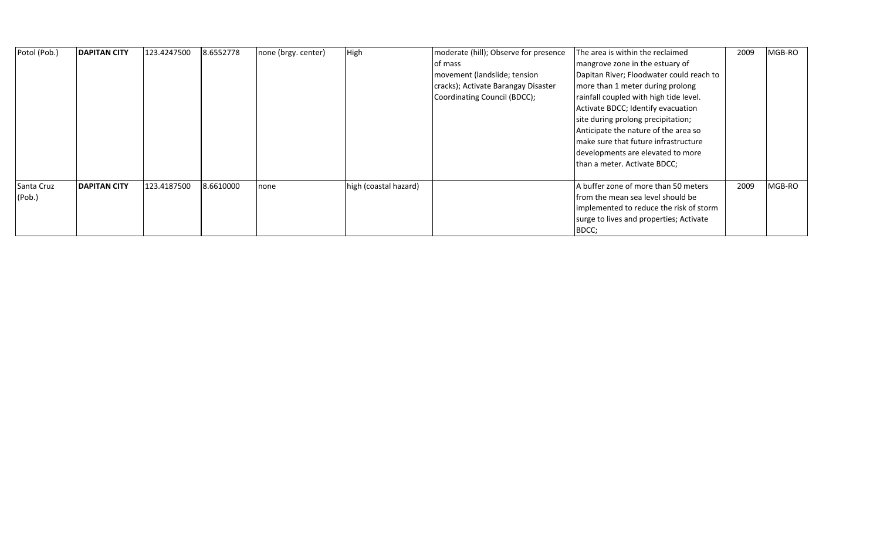| | | | | | | | | | |
|---|---|---|---|---|---|---|---|---|---|
| Potol (Pob.) | **DAPITAN CITY** | 123.4247500 | 8.6552778 | none (brgy. center) | High | moderate (hill); Observe for presence of mass movement (landslide; tension cracks); Activate Barangay Disaster Coordinating Council (BDCC); | The area is within the reclaimed mangrove zone in the estuary of Dapitan River; Floodwater could reach to more than 1 meter during prolong rainfall coupled with high tide level. Activate BDCC; Identify evacuation site during prolong precipitation; Anticipate the nature of the area so make sure that future infrastructure developments are elevated to more than a meter. Activate BDCC; | 2009 | MGB-RO |
| Santa Cruz (Pob.) | **DAPITAN CITY** | 123.4187500 | 8.6610000 | none | high (coastal hazard) | | A buffer zone of more than 50 meters from the mean sea level should be implemented to reduce the risk of storm surge to lives and properties; Activate BDCC; | 2009 | MGB-RO |